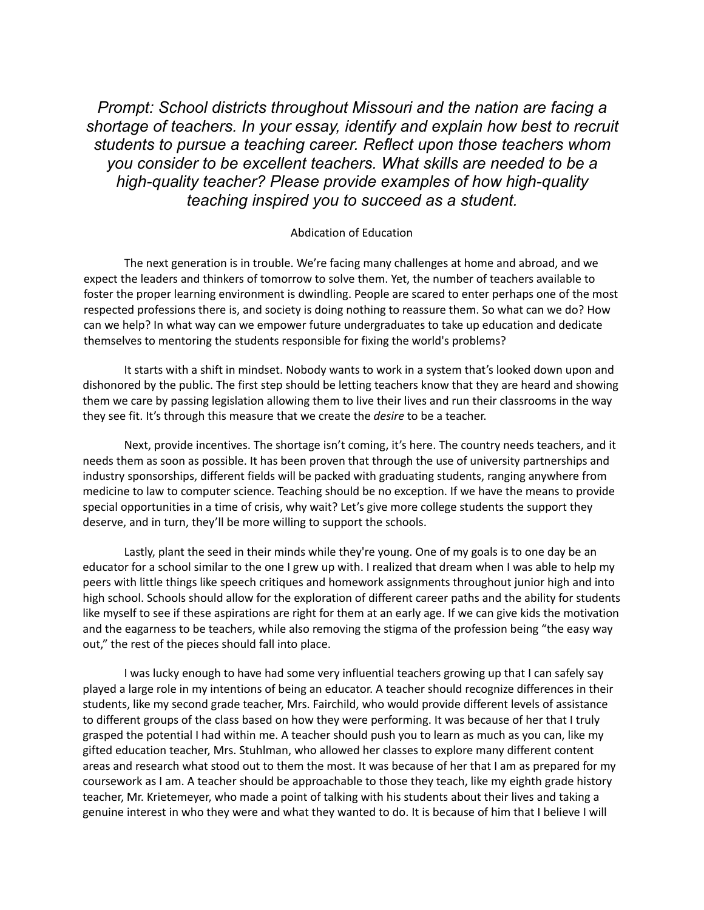*Prompt: School districts throughout Missouri and the nation are facing a shortage of teachers. In your essay, identify and explain how best to recruit students to pursue a teaching career. Reflect upon those teachers whom you consider to be excellent teachers. What skills are needed to be a high-quality teacher? Please provide examples of how high-quality teaching inspired you to succeed as a student.*

Abdication of Education

The next generation is in trouble. We're facing many challenges at home and abroad, and we expect the leaders and thinkers of tomorrow to solve them. Yet, the number of teachers available to foster the proper learning environment is dwindling. People are scared to enter perhaps one of the most respected professions there is, and society is doing nothing to reassure them. So what can we do? How can we help? In what way can we empower future undergraduates to take up education and dedicate themselves to mentoring the students responsible for fixing the world's problems?

It starts with a shift in mindset. Nobody wants to work in a system that's looked down upon and dishonored by the public. The first step should be letting teachers know that they are heard and showing them we care by passing legislation allowing them to live their lives and run their classrooms in the way they see fit. It's through this measure that we create the *desire* to be a teacher.

Next, provide incentives. The shortage isn't coming, it's here. The country needs teachers, and it needs them as soon as possible. It has been proven that through the use of university partnerships and industry sponsorships, different fields will be packed with graduating students, ranging anywhere from medicine to law to computer science. Teaching should be no exception. If we have the means to provide special opportunities in a time of crisis, why wait? Let's give more college students the support they deserve, and in turn, they'll be more willing to support the schools.

Lastly, plant the seed in their minds while they're young. One of my goals is to one day be an educator for a school similar to the one I grew up with. I realized that dream when I was able to help my peers with little things like speech critiques and homework assignments throughout junior high and into high school. Schools should allow for the exploration of different career paths and the ability for students like myself to see if these aspirations are right for them at an early age. If we can give kids the motivation and the eagarness to be teachers, while also removing the stigma of the profession being "the easy way out," the rest of the pieces should fall into place.

I was lucky enough to have had some very influential teachers growing up that I can safely say played a large role in my intentions of being an educator. A teacher should recognize differences in their students, like my second grade teacher, Mrs. Fairchild, who would provide different levels of assistance to different groups of the class based on how they were performing. It was because of her that I truly grasped the potential I had within me. A teacher should push you to learn as much as you can, like my gifted education teacher, Mrs. Stuhlman, who allowed her classes to explore many different content areas and research what stood out to them the most. It was because of her that I am as prepared for my coursework as I am. A teacher should be approachable to those they teach, like my eighth grade history teacher, Mr. Krietemeyer, who made a point of talking with his students about their lives and taking a genuine interest in who they were and what they wanted to do. It is because of him that I believe I will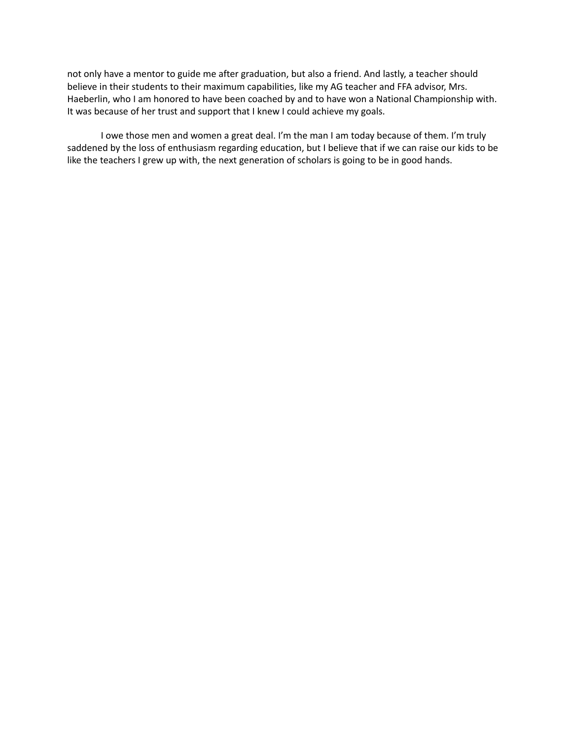not only have a mentor to guide me after graduation, but also a friend. And lastly, a teacher should believe in their students to their maximum capabilities, like my AG teacher and FFA advisor, Mrs. Haeberlin, who I am honored to have been coached by and to have won a National Championship with. It was because of her trust and support that I knew I could achieve my goals.

I owe those men and women a great deal. I'm the man I am today because of them. I'm truly saddened by the loss of enthusiasm regarding education, but I believe that if we can raise our kids to be like the teachers I grew up with, the next generation of scholars is going to be in good hands.